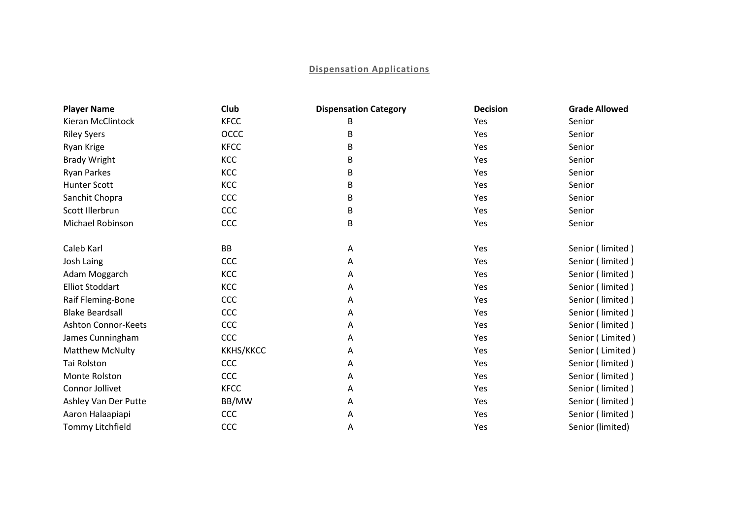**Dispensation Applications**

| Player Name | Club | Dispensation Category | Decision | Grade Allowed |
|---|---|---|---|---|
| Kieran McClintock | KFCC | B | Yes | Senior |
| Riley Syers | OCCC | B | Yes | Senior |
| Ryan Krige | KFCC | B | Yes | Senior |
| Brady Wright | KCC | B | Yes | Senior |
| Ryan Parkes | KCC | B | Yes | Senior |
| Hunter Scott | KCC | B | Yes | Senior |
| Sanchit Chopra | CCC | B | Yes | Senior |
| Scott Illerbrun | CCC | B | Yes | Senior |
| Michael Robinson | CCC | B | Yes | Senior |
| | | | | |
| Caleb Karl | BB | A | Yes | Senior ( limited ) |
| Josh Laing | CCC | A | Yes | Senior ( limited ) |
| Adam Moggarch | KCC | A | Yes | Senior ( limited ) |
| Elliot Stoddart | KCC | A | Yes | Senior ( limited ) |
| Raif Fleming-Bone | CCC | A | Yes | Senior ( limited ) |
| Blake Beardsall | CCC | A | Yes | Senior ( limited ) |
| Ashton Connor-Keets | CCC | A | Yes | Senior ( limited ) |
| James Cunningham | CCC | A | Yes | Senior ( Limited ) |
| Matthew McNulty | KKHS/KKCC | A | Yes | Senior ( Limited ) |
| Tai Rolston | CCC | A | Yes | Senior ( limited ) |
| Monte Rolston | CCC | A | Yes | Senior ( limited ) |
| Connor Jollivet | KFCC | A | Yes | Senior ( limited ) |
| Ashley Van Der Putte | BB/MW | A | Yes | Senior ( limited ) |
| Aaron Halaapiapi | CCC | A | Yes | Senior ( limited ) |
| Tommy Litchfield | CCC | A | Yes | Senior (limited) |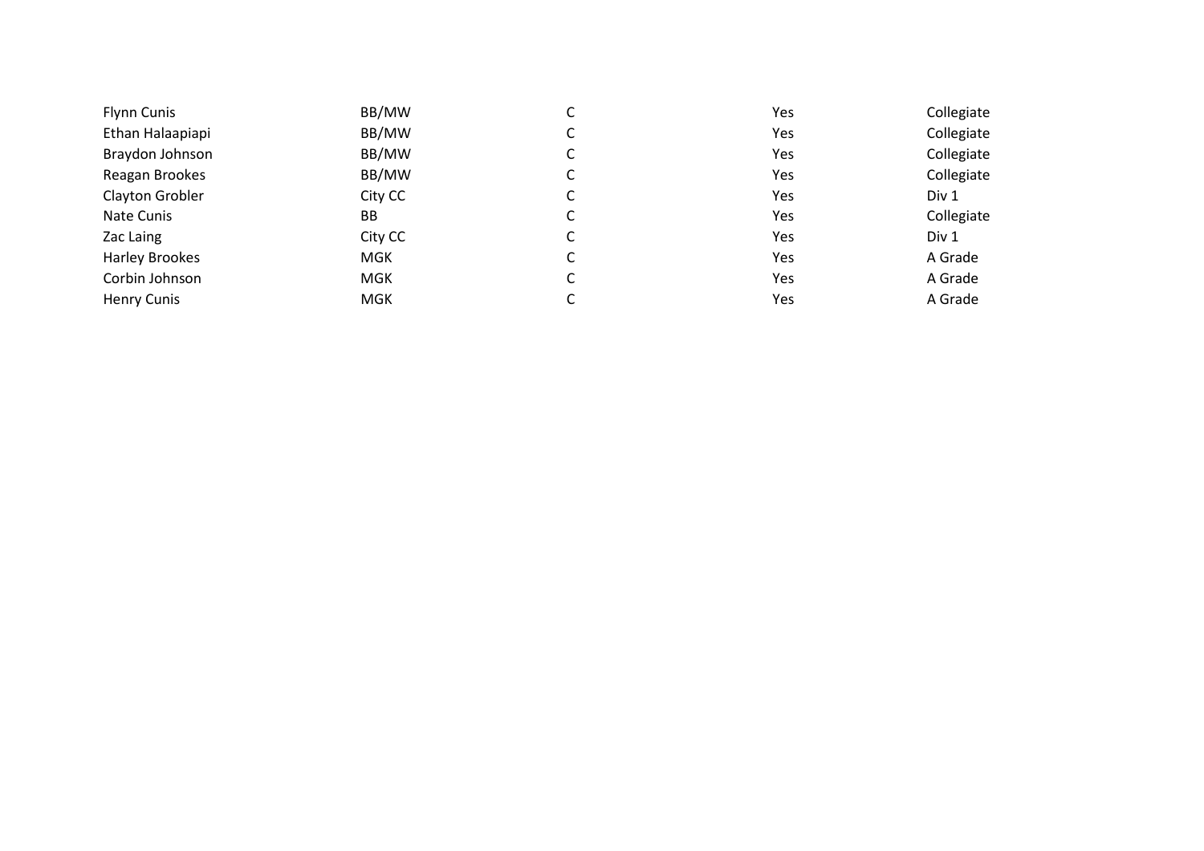| | | | | |
|---|---|---|---|---|
| Flynn Cunis | BB/MW | C | Yes | Collegiate |
| Ethan Halaapiapi | BB/MW | C | Yes | Collegiate |
| Braydon Johnson | BB/MW | C | Yes | Collegiate |
| Reagan Brookes | BB/MW | C | Yes | Collegiate |
| Clayton Grobler | City CC | C | Yes | Div 1 |
| Nate Cunis | BB | C | Yes | Collegiate |
| Zac Laing | City CC | C | Yes | Div 1 |
| Harley Brookes | MGK | C | Yes | A Grade |
| Corbin Johnson | MGK | C | Yes | A Grade |
| Henry Cunis | MGK | C | Yes | A Grade |